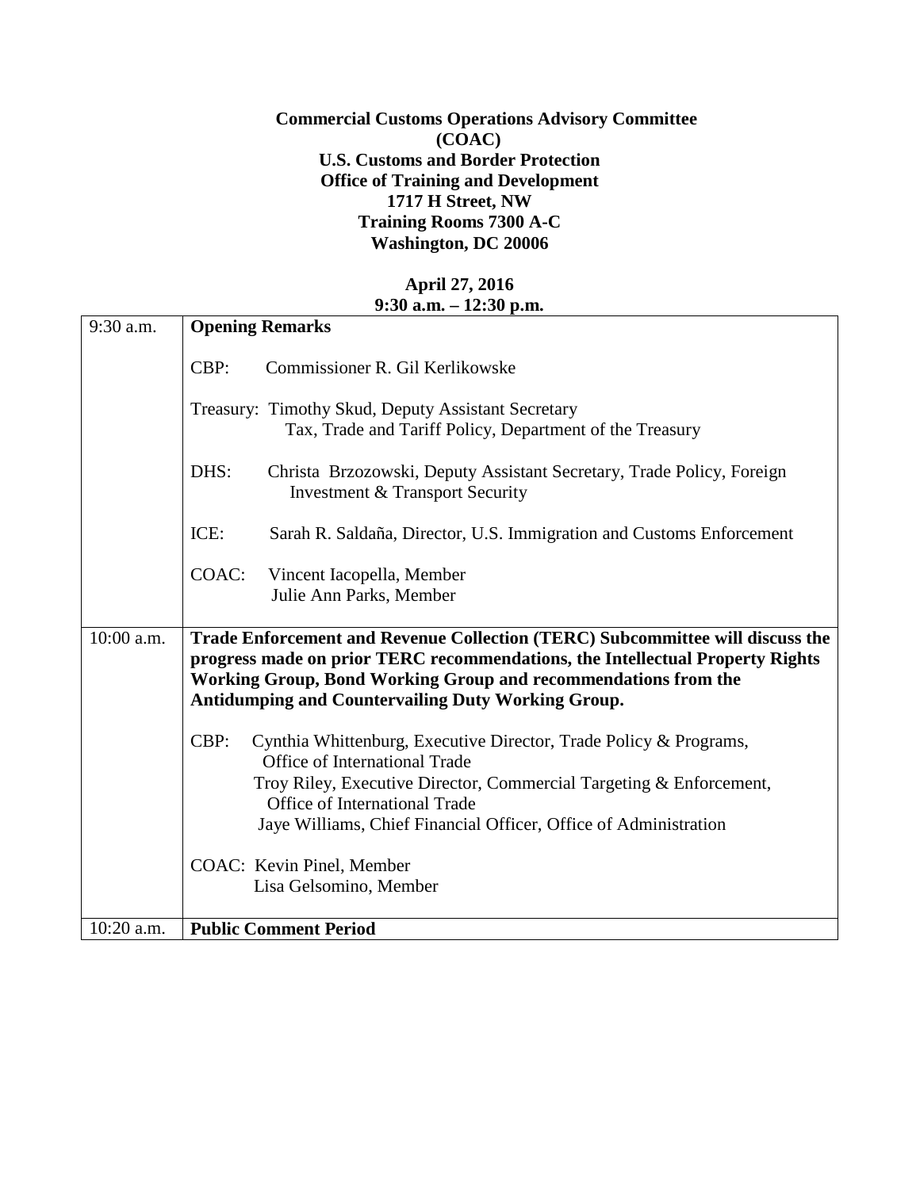**Commercial Customs Operations Advisory Committee**
**(COAC)**
**U.S. Customs and Border Protection**
**Office of Training and Development**
**1717 H Street, NW**
**Training Rooms 7300 A-C**
**Washington, DC 20006**

**April 27, 2016**
**9:30 a.m. – 12:30 p.m.**

| | |
|---|---|
| 9:30 a.m. | **Opening Remarks**<br><br>CBP: Commissioner R. Gil Kerlikowske<br><br>Treasury: Timothy Skud, Deputy Assistant Secretary<br>Tax, Trade and Tariff Policy, Department of the Treasury<br><br>DHS: Christa Brzozowski, Deputy Assistant Secretary, Trade Policy, Foreign Investment & Transport Security<br><br>ICE: Sarah R. Saldaña, Director, U.S. Immigration and Customs Enforcement<br><br>COAC: Vincent Iacopella, Member<br>Julie Ann Parks, Member |
| 10:00 a.m. | **Trade Enforcement and Revenue Collection (TERC) Subcommittee will discuss the progress made on prior TERC recommendations, the Intellectual Property Rights Working Group, Bond Working Group and recommendations from the Antidumping and Countervailing Duty Working Group.**<br><br>CBP: Cynthia Whittenburg, Executive Director, Trade Policy & Programs, Office of International Trade<br>Troy Riley, Executive Director, Commercial Targeting & Enforcement, Office of International Trade<br>Jaye Williams, Chief Financial Officer, Office of Administration<br><br>COAC: Kevin Pinel, Member<br>Lisa Gelsomino, Member |
| 10:20 a.m. | **Public Comment Period** |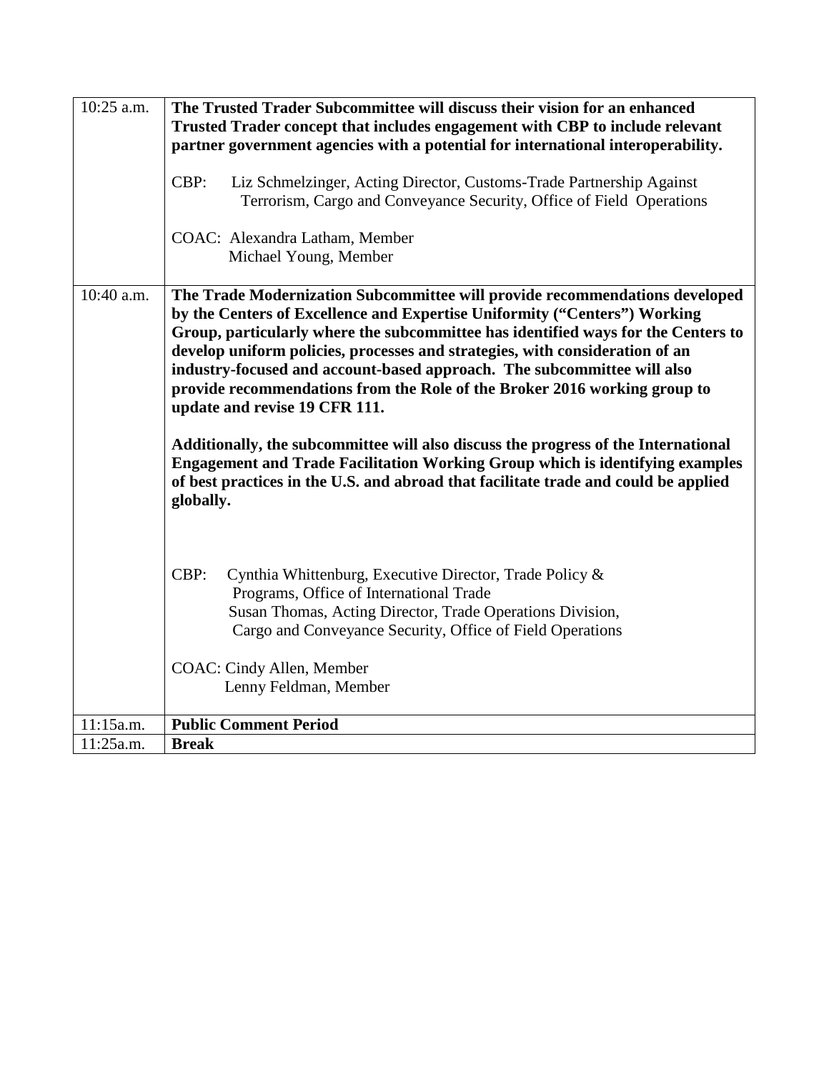| | |
|---|---|
| 10:25 a.m. | **The Trusted Trader Subcommittee will discuss their vision for an enhanced Trusted Trader concept that includes engagement with CBP to include relevant partner government agencies with a potential for international interoperability.**<br><br>CBP: Liz Schmelzinger, Acting Director, Customs-Trade Partnership Against Terrorism, Cargo and Conveyance Security, Office of Field Operations<br><br>COAC: Alexandra Latham, Member<br>Michael Young, Member |
| 10:40 a.m. | **The Trade Modernization Subcommittee will provide recommendations developed by the Centers of Excellence and Expertise Uniformity ("Centers") Working Group, particularly where the subcommittee has identified ways for the Centers to develop uniform policies, processes and strategies, with consideration of an industry-focused and account-based approach. The subcommittee will also provide recommendations from the Role of the Broker 2016 working group to update and revise 19 CFR 111.**<br><br>**Additionally, the subcommittee will also discuss the progress of the International Engagement and Trade Facilitation Working Group which is identifying examples of best practices in the U.S. and abroad that facilitate trade and could be applied globally.**<br><br>CBP: Cynthia Whittenburg, Executive Director, Trade Policy & Programs, Office of International Trade<br>Susan Thomas, Acting Director, Trade Operations Division, Cargo and Conveyance Security, Office of Field Operations<br><br>COAC: Cindy Allen, Member<br>Lenny Feldman, Member |
| 11:15a.m. | **Public Comment Period** |
| 11:25a.m. | **Break** |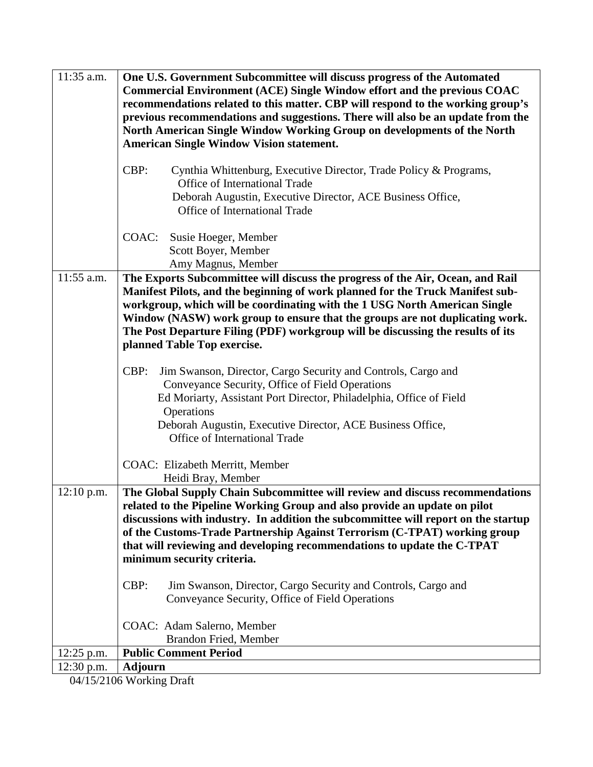| | |
|---|---|
| 11:35 a.m. | **One U.S. Government Subcommittee will discuss progress of the Automated Commercial Environment (ACE) Single Window effort and the previous COAC recommendations related to this matter. CBP will respond to the working group's previous recommendations and suggestions. There will also be an update from the North American Single Window Working Group on developments of the North American Single Window Vision statement.**<br><br>CBP: Cynthia Whittenburg, Executive Director, Trade Policy & Programs, Office of International Trade<br>Deborah Augustin, Executive Director, ACE Business Office, Office of International Trade<br><br>COAC: Susie Hoeger, Member<br>Scott Boyer, Member<br>Amy Magnus, Member |
| 11:55 a.m. | **The Exports Subcommittee will discuss the progress of the Air, Ocean, and Rail Manifest Pilots, and the beginning of work planned for the Truck Manifest sub-workgroup, which will be coordinating with the 1 USG North American Single Window (NASW) work group to ensure that the groups are not duplicating work. The Post Departure Filing (PDF) workgroup will be discussing the results of its planned Table Top exercise.**<br><br>CBP: Jim Swanson, Director, Cargo Security and Controls, Cargo and Conveyance Security, Office of Field Operations<br>Ed Moriarty, Assistant Port Director, Philadelphia, Office of Field Operations<br>Deborah Augustin, Executive Director, ACE Business Office, Office of International Trade<br><br>COAC: Elizabeth Merritt, Member<br>Heidi Bray, Member |
| 12:10 p.m. | **The Global Supply Chain Subcommittee will review and discuss recommendations related to the Pipeline Working Group and also provide an update on pilot discussions with industry. In addition the subcommittee will report on the startup of the Customs-Trade Partnership Against Terrorism (C-TPAT) working group that will reviewing and developing recommendations to update the C-TPAT minimum security criteria.**<br><br>CBP: Jim Swanson, Director, Cargo Security and Controls, Cargo and Conveyance Security, Office of Field Operations<br><br>COAC: Adam Salerno, Member<br>Brandon Fried, Member |
| 12:25 p.m. | **Public Comment Period** |
| 12:30 p.m. | **Adjourn** |

04/15/2106 Working Draft